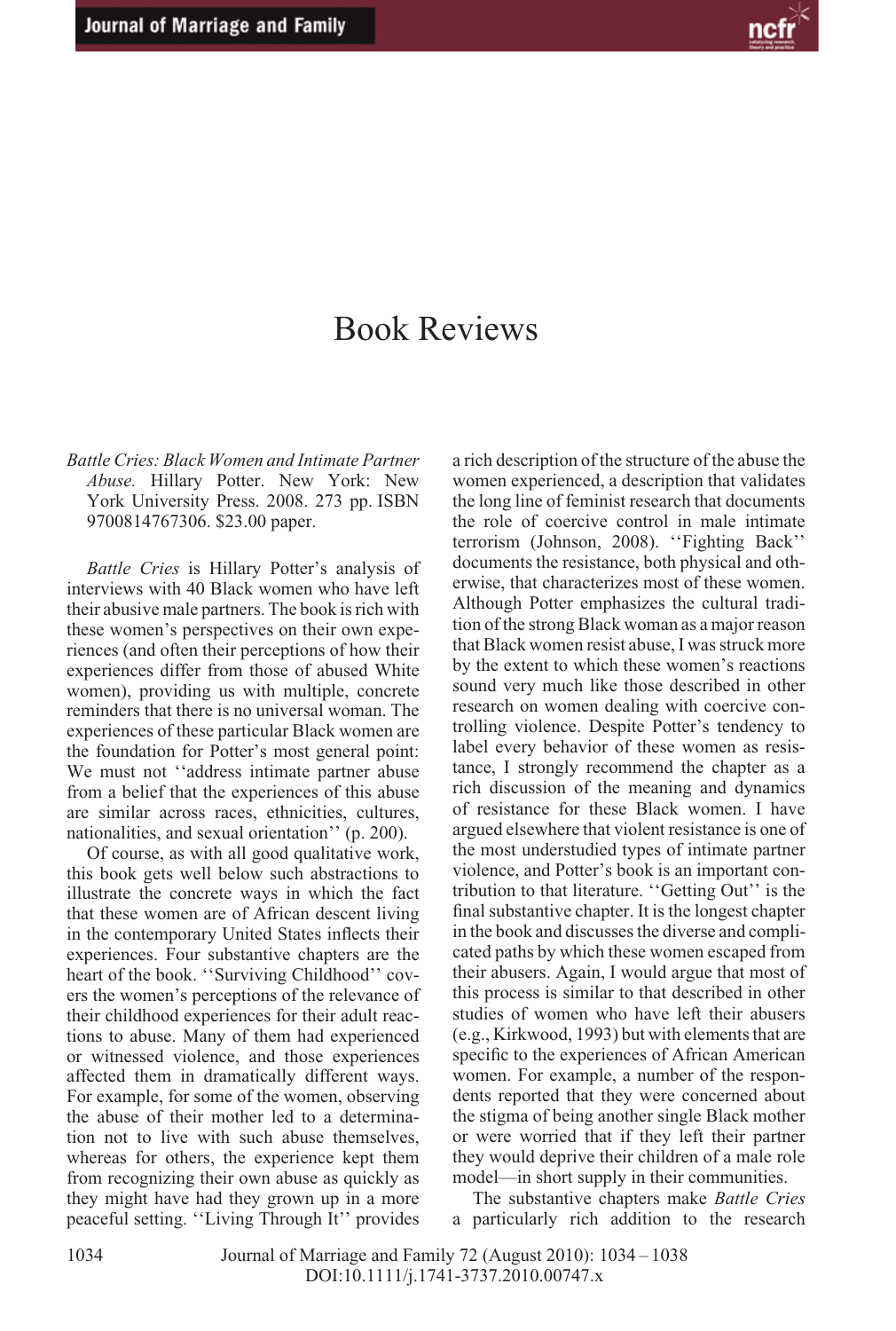# Book Reviews

*Battle Cries: Black Women and Intimate Partner Abuse.* Hillary Potter. New York: New York University Press. 2008. 273 pp. ISBN 9700814767306. $23.00 paper.

*Battle Cries* is Hillary Potter's analysis of interviews with 40 Black women who have left their abusive male partners. The book is rich with these women's perspectives on their own experiences (and often their perceptions of how their experiences differ from those of abused White women), providing us with multiple, concrete reminders that there is no universal woman. The experiences of these particular Black women are the foundation for Potter's most general point: We must not ''address intimate partner abuse from a belief that the experiences of this abuse are similar across races, ethnicities, cultures, nationalities, and sexual orientation'' (p. 200).

Of course, as with all good qualitative work, this book gets well below such abstractions to illustrate the concrete ways in which the fact that these women are of African descent living in the contemporary United States inflects their experiences. Four substantive chapters are the heart of the book. ''Surviving Childhood'' covers the women's perceptions of the relevance of their childhood experiences for their adult reactions to abuse. Many of them had experienced or witnessed violence, and those experiences affected them in dramatically different ways. For example, for some of the women, observing the abuse of their mother led to a determination not to live with such abuse themselves, whereas for others, the experience kept them from recognizing their own abuse as quickly as they might have had they grown up in a more peaceful setting. ''Living Through It'' provides a rich description of the structure of the abuse the women experienced, a description that validates the long line of feminist research that documents the role of coercive control in male intimate terrorism (Johnson, 2008). ''Fighting Back'' documents the resistance, both physical and otherwise, that characterizes most of these women. Although Potter emphasizes the cultural tradition of the strong Black woman as a major reason that Black women resist abuse, I was struck more by the extent to which these women's reactions sound very much like those described in other research on women dealing with coercive controlling violence. Despite Potter's tendency to label every behavior of these women as resistance, I strongly recommend the chapter as a rich discussion of the meaning and dynamics of resistance for these Black women. I have argued elsewhere that violent resistance is one of the most understudied types of intimate partner violence, and Potter's book is an important contribution to that literature. ''Getting Out'' is the final substantive chapter. It is the longest chapter in the book and discusses the diverse and complicated paths by which these women escaped from their abusers. Again, I would argue that most of this process is similar to that described in other studies of women who have left their abusers (e.g., Kirkwood, 1993) but with elements that are specific to the experiences of African American women. For example, a number of the respondents reported that they were concerned about the stigma of being another single Black mother or were worried that if they left their partner they would deprive their children of a male role model—in short supply in their communities.

The substantive chapters make *Battle Cries* a particularly rich addition to the research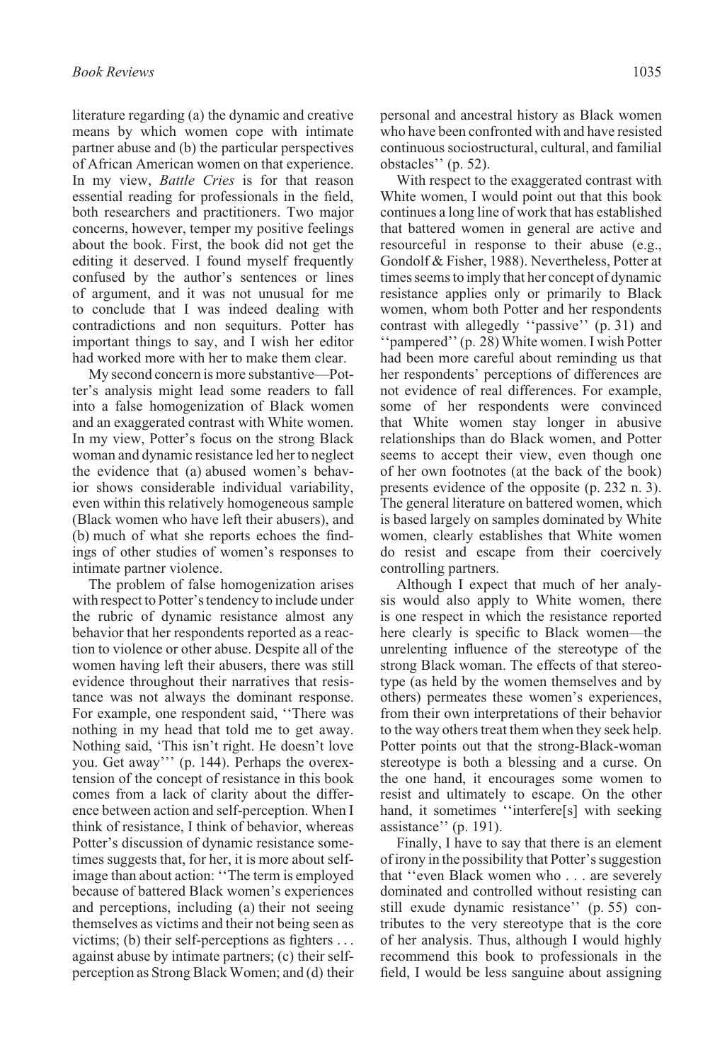literature regarding (a) the dynamic and creative means by which women cope with intimate partner abuse and (b) the particular perspectives of African American women on that experience. In my view, *Battle Cries* is for that reason essential reading for professionals in the field, both researchers and practitioners. Two major concerns, however, temper my positive feelings about the book. First, the book did not get the editing it deserved. I found myself frequently confused by the author's sentences or lines of argument, and it was not unusual for me to conclude that I was indeed dealing with contradictions and non sequiturs. Potter has important things to say, and I wish her editor had worked more with her to make them clear.

My second concern is more substantive—Potter's analysis might lead some readers to fall into a false homogenization of Black women and an exaggerated contrast with White women. In my view, Potter's focus on the strong Black woman and dynamic resistance led her to neglect the evidence that (a) abused women's behavior shows considerable individual variability, even within this relatively homogeneous sample (Black women who have left their abusers), and (b) much of what she reports echoes the findings of other studies of women's responses to intimate partner violence.

The problem of false homogenization arises with respect to Potter's tendency to include under the rubric of dynamic resistance almost any behavior that her respondents reported as a reaction to violence or other abuse. Despite all of the women having left their abusers, there was still evidence throughout their narratives that resistance was not always the dominant response. For example, one respondent said, ''There was nothing in my head that told me to get away. Nothing said, 'This isn't right. He doesn't love you. Get away''' (p. 144). Perhaps the overextension of the concept of resistance in this book comes from a lack of clarity about the difference between action and self-perception. When I think of resistance, I think of behavior, whereas Potter's discussion of dynamic resistance sometimes suggests that, for her, it is more about self-image than about action: ''The term is employed because of battered Black women's experiences and perceptions, including (a) their not seeing themselves as victims and their not being seen as victims; (b) their self-perceptions as fighters . . . against abuse by intimate partners; (c) their self-perception as Strong Black Women; and (d) their personal and ancestral history as Black women who have been confronted with and have resisted continuous sociostructural, cultural, and familial obstacles'' (p. 52).

With respect to the exaggerated contrast with White women, I would point out that this book continues a long line of work that has established that battered women in general are active and resourceful in response to their abuse (e.g., Gondolf & Fisher, 1988). Nevertheless, Potter at times seems to imply that her concept of dynamic resistance applies only or primarily to Black women, whom both Potter and her respondents contrast with allegedly ''passive'' (p. 31) and ''pampered'' (p. 28) White women. I wish Potter had been more careful about reminding us that her respondents' perceptions of differences are not evidence of real differences. For example, some of her respondents were convinced that White women stay longer in abusive relationships than do Black women, and Potter seems to accept their view, even though one of her own footnotes (at the back of the book) presents evidence of the opposite (p. 232 n. 3). The general literature on battered women, which is based largely on samples dominated by White women, clearly establishes that White women do resist and escape from their coercively controlling partners.

Although I expect that much of her analysis would also apply to White women, there is one respect in which the resistance reported here clearly is specific to Black women—the unrelenting influence of the stereotype of the strong Black woman. The effects of that stereotype (as held by the women themselves and by others) permeates these women's experiences, from their own interpretations of their behavior to the way others treat them when they seek help. Potter points out that the strong-Black-woman stereotype is both a blessing and a curse. On the one hand, it encourages some women to resist and ultimately to escape. On the other hand, it sometimes ''interfere[s] with seeking assistance'' (p. 191).

Finally, I have to say that there is an element of irony in the possibility that Potter's suggestion that ''even Black women who . . . are severely dominated and controlled without resisting can still exude dynamic resistance'' (p. 55) contributes to the very stereotype that is the core of her analysis. Thus, although I would highly recommend this book to professionals in the field, I would be less sanguine about assigning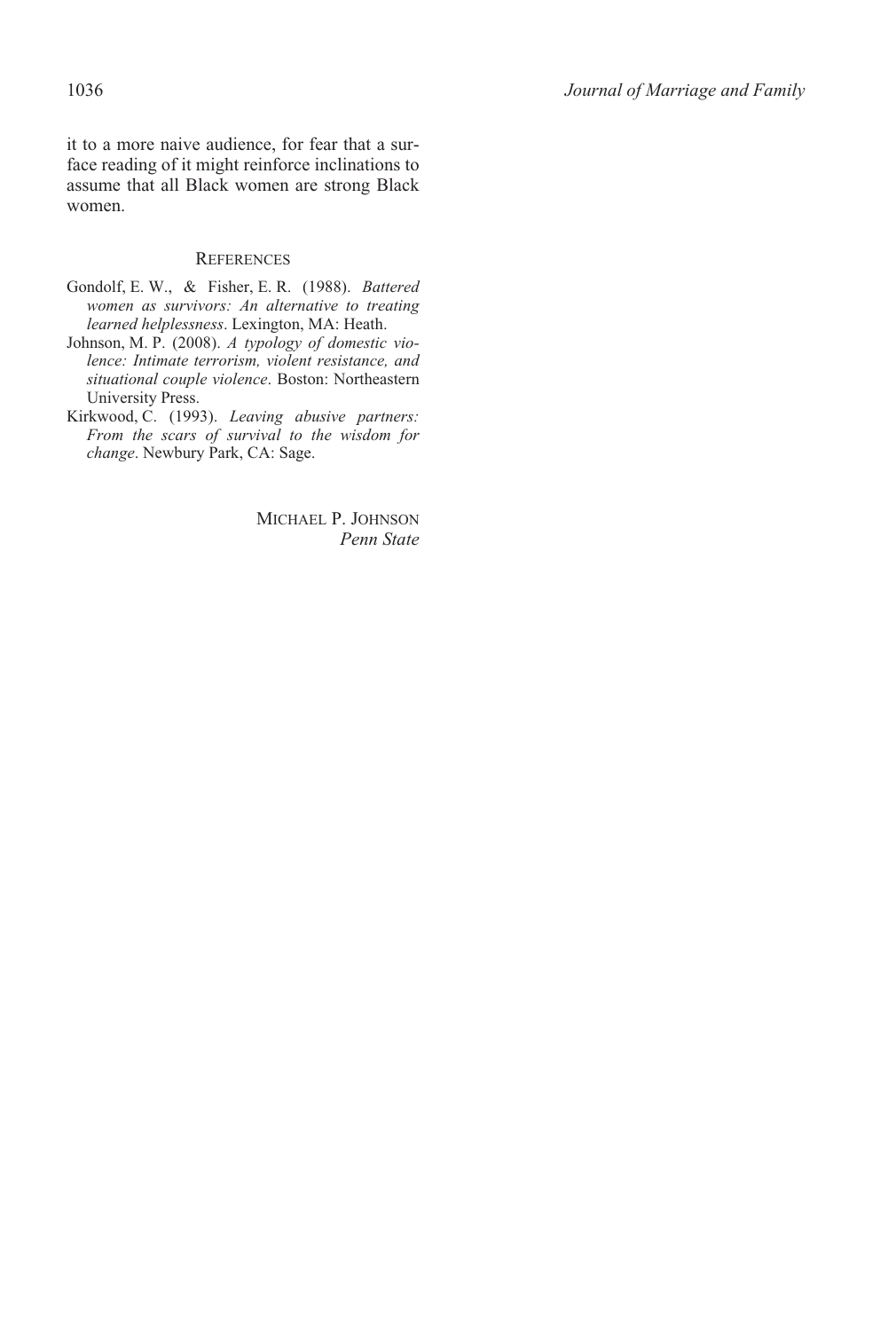it to a more naive audience, for fear that a surface reading of it might reinforce inclinations to assume that all Black women are strong Black women.

## References

Gondolf, E. W., & Fisher, E. R. (1988). *Battered women as survivors: An alternative to treating learned helplessness*. Lexington, MA: Heath.

Johnson, M. P. (2008). *A typology of domestic violence: Intimate terrorism, violent resistance, and situational couple violence*. Boston: Northeastern University Press.

Kirkwood, C. (1993). *Leaving abusive partners: From the scars of survival to the wisdom for change*. Newbury Park, CA: Sage.

Michael P. Johnson
*Penn State*